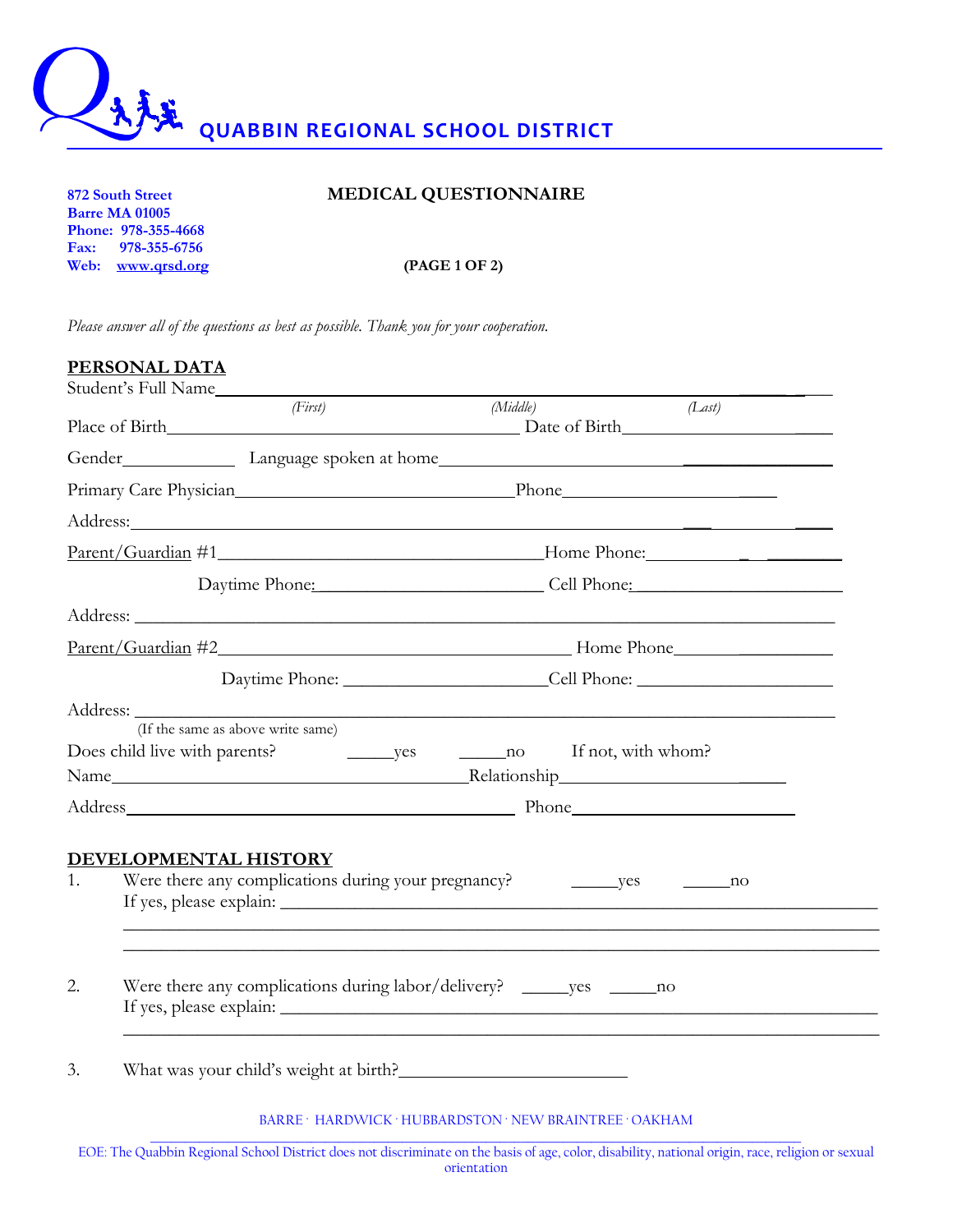# QUABBIN REGIONAL SCHOOL DISTRICT

**872 South Street**
**Barre MA 01005**
**Phone: 978-355-4668**
**Fax: 978-355-6756**
**Web: www.qrsd.org**

## MEDICAL QUESTIONNAIRE

**(PAGE 1 OF 2)**

*Please answer all of the questions as best as possible. Thank you for your cooperation.*

### PERSONAL DATA

Student's Full Name_______________________________________________________________
*(First)* *(Middle)* *(Last)*

Place of Birth___________________________________ Date of Birth______________________

Gender____________ Language spoken at home_______________________________________

Primary Care Physician____________________________Phone_________________________

Address:_______________________________________________________________________

Parent/Guardian #1___________________________________Home Phone:___________________

Daytime Phone:_______________________ Cell Phone:_______________________

Address: _______________________________________________________________________

Parent/Guardian #2______________________________________ Home Phone___________________

Daytime Phone: _____________________Cell Phone: _____________________

Address: _______________________________________________________________________
(If the same as above write same)

Does child live with parents? _____yes _____no If not, with whom?

Name______________________________________Relationship______________________

Address___________________________________________ Phone______________________

### DEVELOPMENTAL HISTORY

1. Were there any complications during your pregnancy? _____yes _____no
   If yes, please explain: ___________________________________________________________
   ______________________________________________________________________________
   ______________________________________________________________________________

2. Were there any complications during labor/delivery? _____yes _____no
   If yes, please explain: ___________________________________________________________
   ______________________________________________________________________________

3. What was your child's weight at birth?________________________

BARRE · HARDWICK · HUBBARDSTON · NEW BRAINTREE · OAKHAM

EOE: The Quabbin Regional School District does not discriminate on the basis of age, color, disability, national origin, race, religion or sexual orientation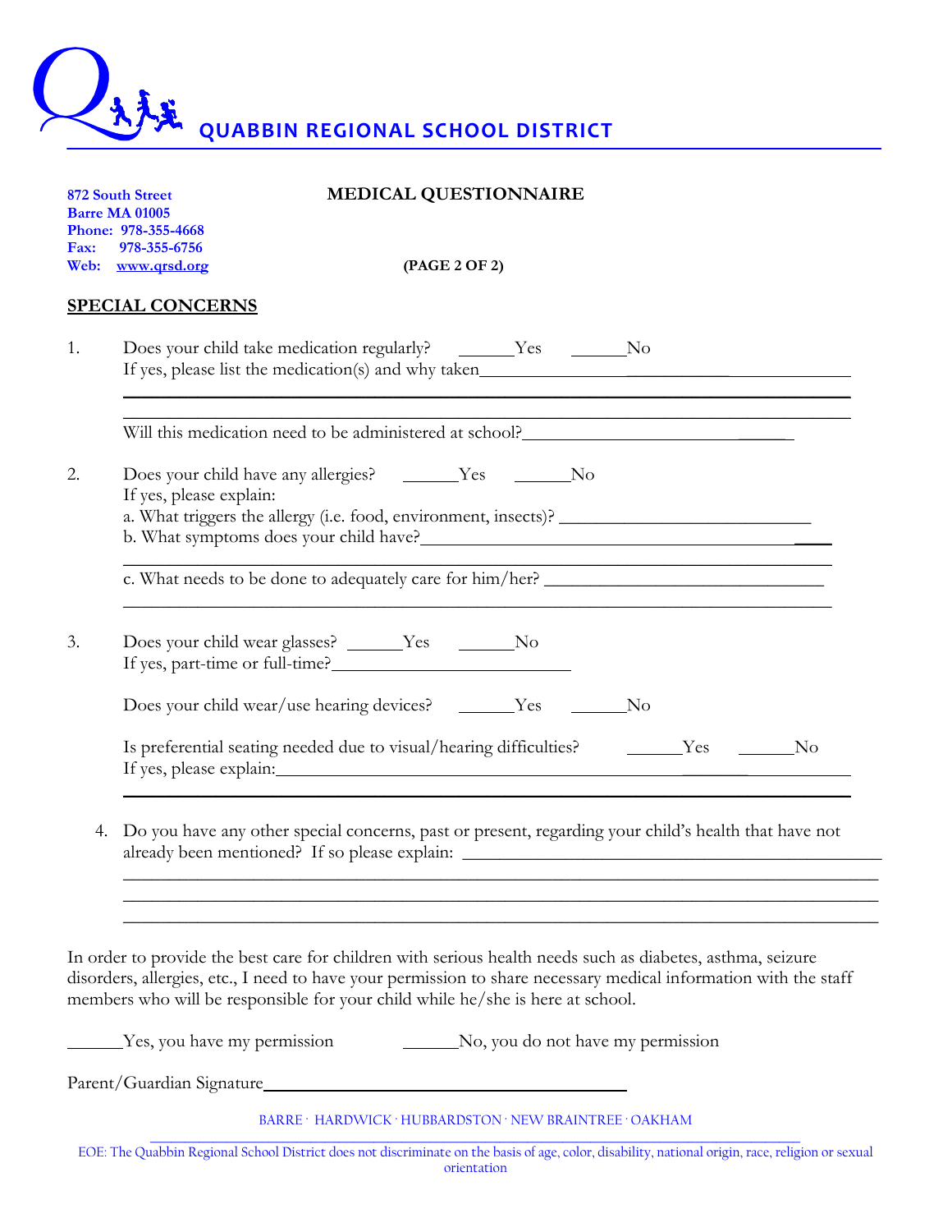# QUABBIN REGIONAL SCHOOL DISTRICT

**872 South Street**
**Barre MA 01005**
**Phone: 978-355-4668**
**Fax: 978-355-6756**
**Web: www.qrsd.org**

**MEDICAL QUESTIONNAIRE**

**(PAGE 2 OF 2)**

## SPECIAL CONCERNS

1. Does your child take medication regularly? ______Yes ______No
   If yes, please list the medication(s) and why taken______________________________________

   ______________________________________________________________________________
   ______________________________________________________________________________

   Will this medication need to be administered at school?__________________________________

2. Does your child have any allergies? ______Yes ______No
   If yes, please explain:
   a. What triggers the allergy (i.e. food, environment, insects)? ___________________________
   b. What symptoms does your child have?______________________________________________

   ______________________________________________________________________________

   c. What needs to be done to adequately care for him/her? _______________________________

   ______________________________________________________________________________

3. Does your child wear glasses? ______Yes ______No
   If yes, part-time or full-time?__________________________

   Does your child wear/use hearing devices? ______Yes ______No

   Is preferential seating needed due to visual/hearing difficulties? ______Yes ______No
   If yes, please explain:___________________________________________________________

   ______________________________________________________________________________

4. Do you have any other special concerns, past or present, regarding your child's health that have not already been mentioned? If so please explain: ______________________________________________
   ______________________________________________________________________________
   ______________________________________________________________________________
   ______________________________________________________________________________

In order to provide the best care for children with serious health needs such as diabetes, asthma, seizure disorders, allergies, etc., I need to have your permission to share necessary medical information with the staff members who will be responsible for your child while he/she is here at school.

______Yes, you have my permission ______No, you do not have my permission

Parent/Guardian Signature_______________________________________

BARRE · HARDWICK · HUBBARDSTON · NEW BRAINTREE · OAKHAM

EOE: The Quabbin Regional School District does not discriminate on the basis of age, color, disability, national origin, race, religion or sexual orientation